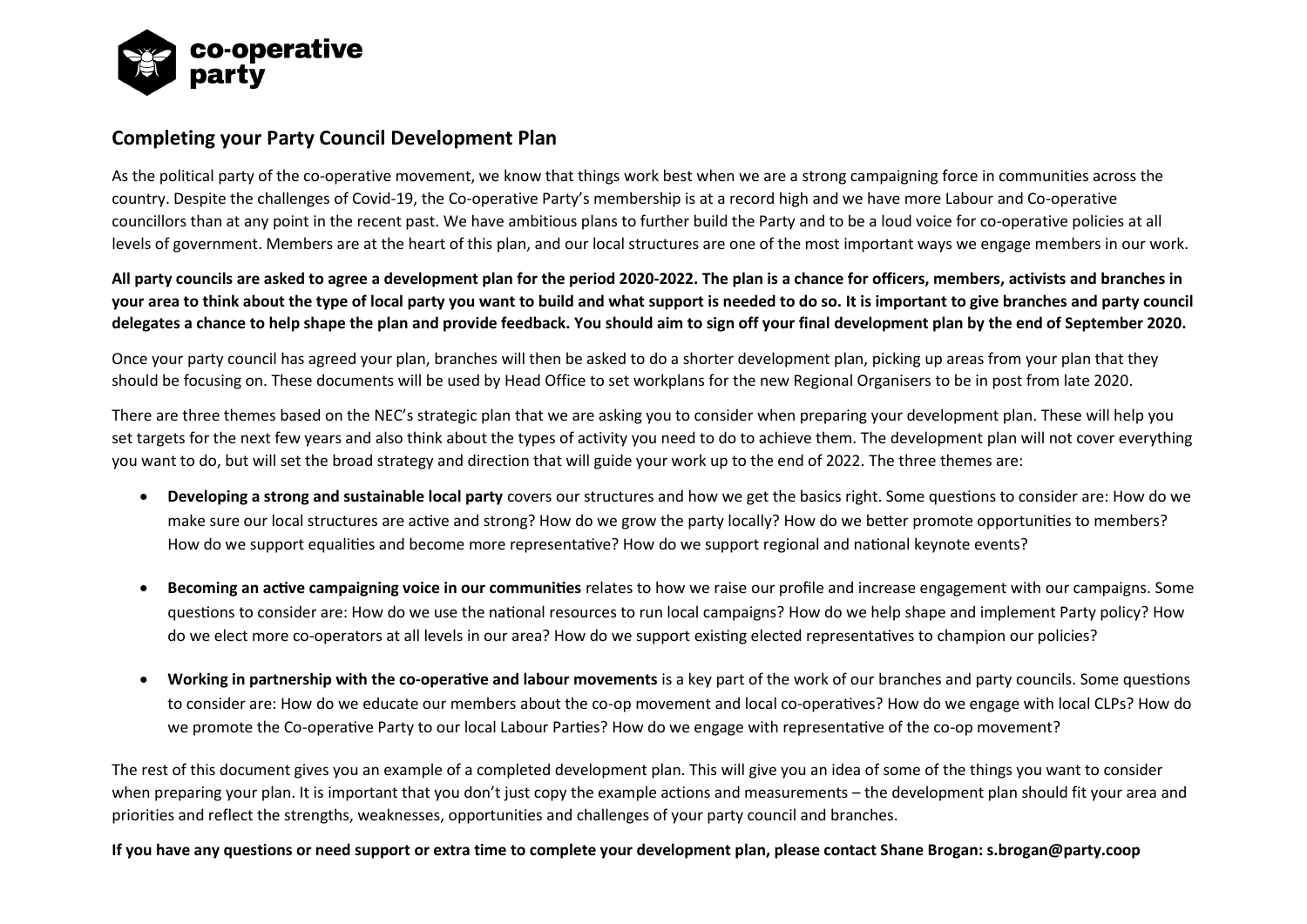## Completing your Party Council Development Plan

As the political party of the co-operative movement, we know that things work best when we are a strong campaigning force in communities across the country. Despite the challenges of Covid-19, the Co-operative Party's membership is at a record high and we have more Labour and Co-operative councillors than at any point in the recent past. We have ambitious plans to further build the Party and to be a loud voice for co-operative policies at all levels of government. Members are at the heart of this plan, and our local structures are one of the most important ways we engage members in our work.

**All party councils are asked to agree a development plan for the period 2020-2022. The plan is a chance for officers, members, activists and branches in your area to think about the type of local party you want to build and what support is needed to do so. It is important to give branches and party council delegates a chance to help shape the plan and provide feedback. You should aim to sign off your final development plan by the end of September 2020.**

Once your party council has agreed your plan, branches will then be asked to do a shorter development plan, picking up areas from your plan that they should be focusing on. These documents will be used by Head Office to set workplans for the new Regional Organisers to be in post from late 2020.

There are three themes based on the NEC's strategic plan that we are asking you to consider when preparing your development plan. These will help you set targets for the next few years and also think about the types of activity you need to do to achieve them. The development plan will not cover everything you want to do, but will set the broad strategy and direction that will guide your work up to the end of 2022. The three themes are:

- **Developing a strong and sustainable local party** covers our structures and how we get the basics right. Some questions to consider are: How do we make sure our local structures are active and strong? How do we grow the party locally? How do we better promote opportunities to members? How do we support equalities and become more representative? How do we support regional and national keynote events?

- **Becoming an active campaigning voice in our communities** relates to how we raise our profile and increase engagement with our campaigns. Some questions to consider are: How do we use the national resources to run local campaigns? How do we help shape and implement Party policy? How do we elect more co-operators at all levels in our area? How do we support existing elected representatives to champion our policies?

- **Working in partnership with the co-operative and labour movements** is a key part of the work of our branches and party councils. Some questions to consider are: How do we educate our members about the co-op movement and local co-operatives? How do we engage with local CLPs? How do we promote the Co-operative Party to our local Labour Parties? How do we engage with representative of the co-op movement?

The rest of this document gives you an example of a completed development plan. This will give you an idea of some of the things you want to consider when preparing your plan. It is important that you don't just copy the example actions and measurements – the development plan should fit your area and priorities and reflect the strengths, weaknesses, opportunities and challenges of your party council and branches.

**If you have any questions or need support or extra time to complete your development plan, please contact Shane Brogan: s.brogan@party.coop**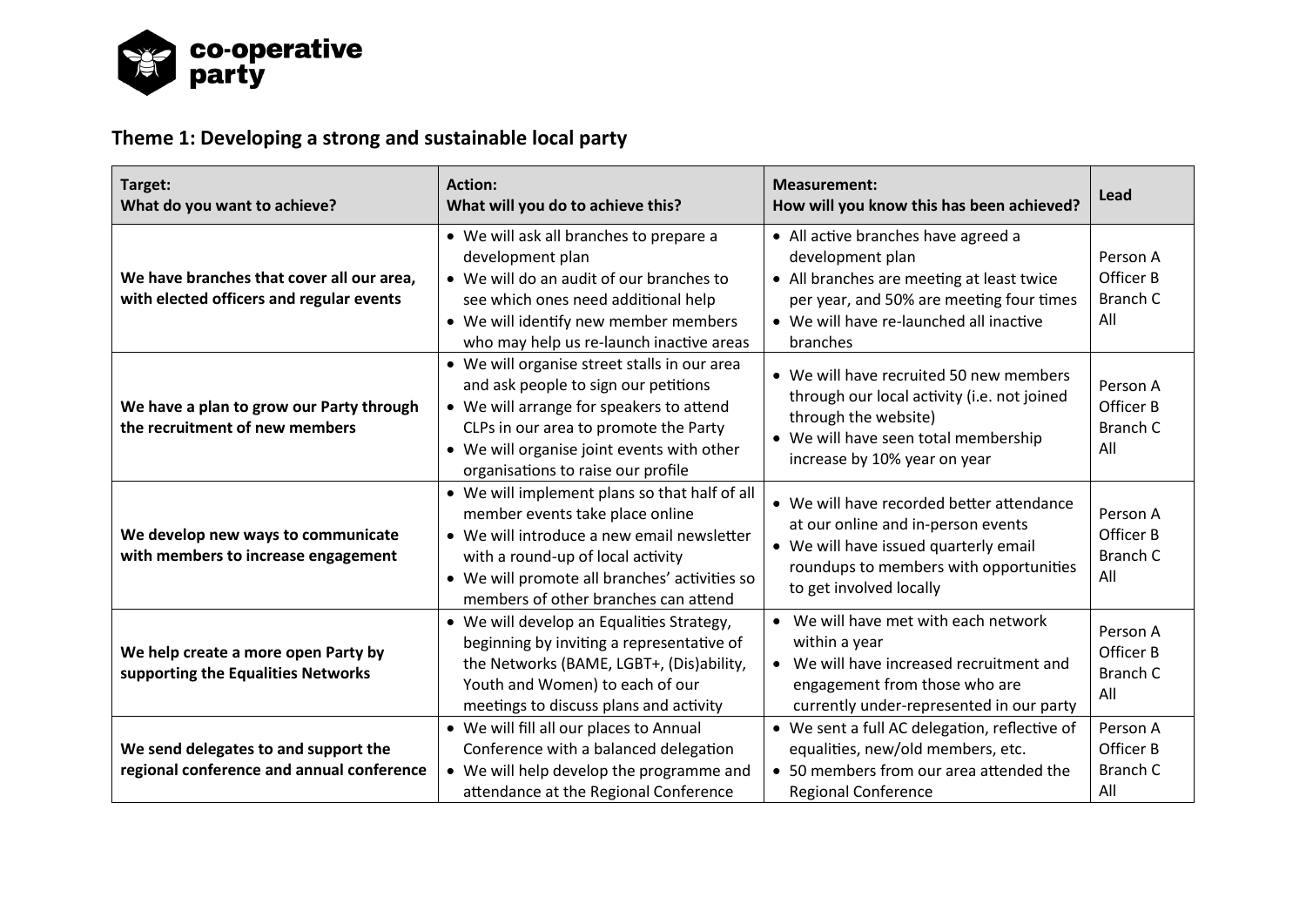## Theme 1: Developing a strong and sustainable local party

| Target:<br>What do you want to achieve? | Action:<br>What will you do to achieve this? | Measurement:<br>How will you know this has been achieved? | Lead |
|---|---|---|---|
| **We have branches that cover all our area, with elected officers and regular events** | • We will ask all branches to prepare a development plan<br>• We will do an audit of our branches to see which ones need additional help<br>• We will identify new member members who may help us re-launch inactive areas | • All active branches have agreed a development plan<br>• All branches are meeting at least twice per year, and 50% are meeting four times<br>• We will have re-launched all inactive branches | Person A<br>Officer B<br>Branch C<br>All |
| **We have a plan to grow our Party through the recruitment of new members** | • We will organise street stalls in our area and ask people to sign our petitions<br>• We will arrange for speakers to attend CLPs in our area to promote the Party<br>• We will organise joint events with other organisations to raise our profile | • We will have recruited 50 new members through our local activity (i.e. not joined through the website)<br>• We will have seen total membership increase by 10% year on year | Person A<br>Officer B<br>Branch C<br>All |
| **We develop new ways to communicate with members to increase engagement** | • We will implement plans so that half of all member events take place online<br>• We will introduce a new email newsletter with a round-up of local activity<br>• We will promote all branches' activities so members of other branches can attend | • We will have recorded better attendance at our online and in-person events<br>• We will have issued quarterly email roundups to members with opportunities to get involved locally | Person A<br>Officer B<br>Branch C<br>All |
| **We help create a more open Party by supporting the Equalities Networks** | • We will develop an Equalities Strategy, beginning by inviting a representative of the Networks (BAME, LGBT+, (Dis)ability, Youth and Women) to each of our meetings to discuss plans and activity | • We will have met with each network within a year<br>• We will have increased recruitment and engagement from those who are currently under-represented in our party | Person A<br>Officer B<br>Branch C<br>All |
| **We send delegates to and support the regional conference and annual conference** | • We will fill all our places to Annual Conference with a balanced delegation<br>• We will help develop the programme and attendance at the Regional Conference | • We sent a full AC delegation, reflective of equalities, new/old members, etc.<br>• 50 members from our area attended the Regional Conference | Person A<br>Officer B<br>Branch C<br>All |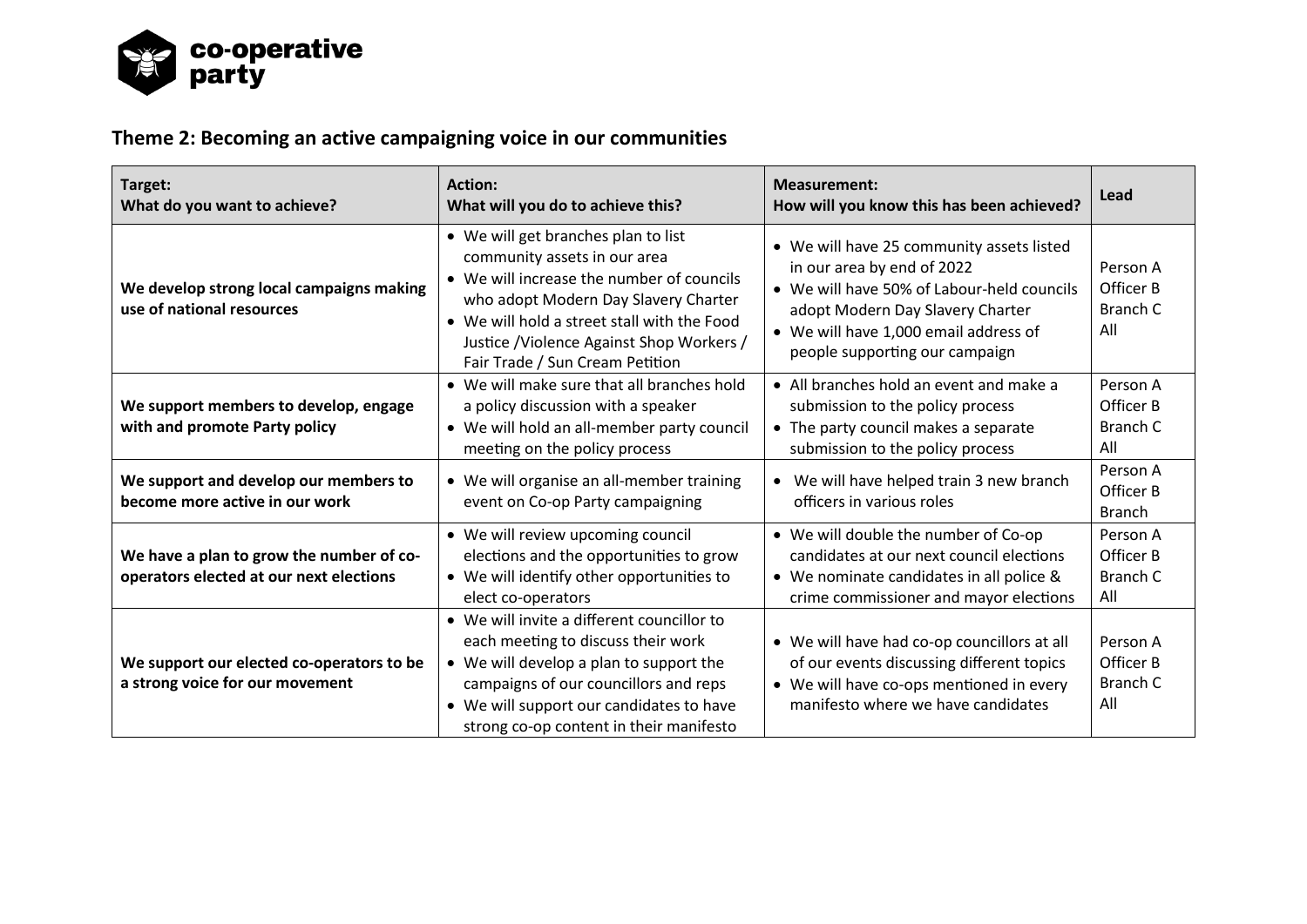## Theme 2: Becoming an active campaigning voice in our communities

| Target: What do you want to achieve? | Action: What will you do to achieve this? | Measurement: How will you know this has been achieved? | Lead |
|---|---|---|---|
| **We develop strong local campaigns making use of national resources** | • We will get branches plan to list community assets in our area<br>• We will increase the number of councils who adopt Modern Day Slavery Charter<br>• We will hold a street stall with the Food Justice /Violence Against Shop Workers / Fair Trade / Sun Cream Petition | • We will have 25 community assets listed in our area by end of 2022<br>• We will have 50% of Labour-held councils adopt Modern Day Slavery Charter<br>• We will have 1,000 email address of people supporting our campaign | Person A<br>Officer B<br>Branch C<br>All |
| **We support members to develop, engage with and promote Party policy** | • We will make sure that all branches hold a policy discussion with a speaker<br>• We will hold an all-member party council meeting on the policy process | • All branches hold an event and make a submission to the policy process<br>• The party council makes a separate submission to the policy process | Person A<br>Officer B<br>Branch C<br>All |
| **We support and develop our members to become more active in our work** | • We will organise an all-member training event on Co-op Party campaigning | • We will have helped train 3 new branch officers in various roles | Person A<br>Officer B<br>Branch |
| **We have a plan to grow the number of co-operators elected at our next elections** | • We will review upcoming council elections and the opportunities to grow<br>• We will identify other opportunities to elect co-operators | • We will double the number of Co-op candidates at our next council elections<br>• We nominate candidates in all police & crime commissioner and mayor elections | Person A<br>Officer B<br>Branch C<br>All |
| **We support our elected co-operators to be a strong voice for our movement** | • We will invite a different councillor to each meeting to discuss their work<br>• We will develop a plan to support the campaigns of our councillors and reps<br>• We will support our candidates to have strong co-op content in their manifesto | • We will have had co-op councillors at all of our events discussing different topics<br>• We will have co-ops mentioned in every manifesto where we have candidates | Person A<br>Officer B<br>Branch C<br>All |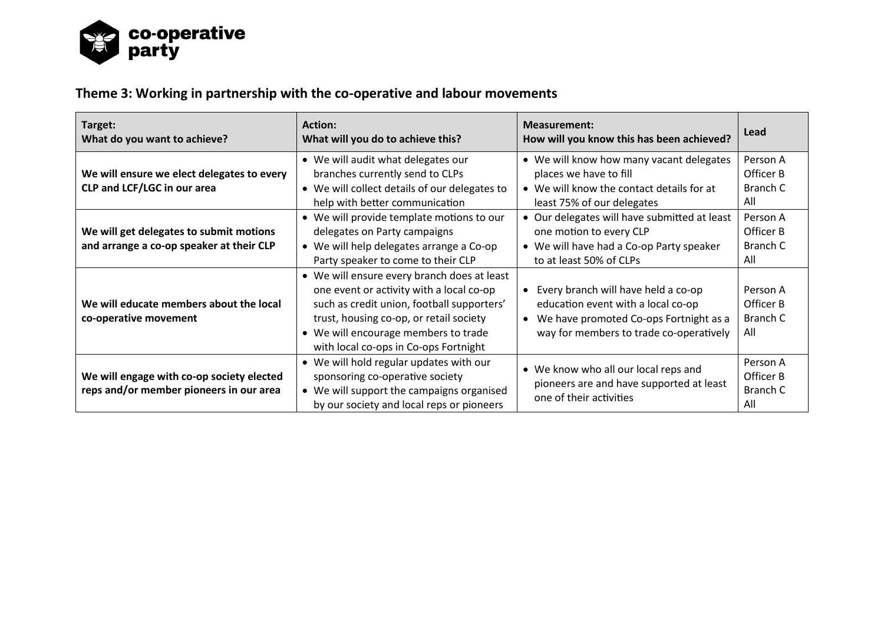## Theme 3: Working in partnership with the co-operative and labour movements

| Target: What do you want to achieve? | Action: What will you do to achieve this? | Measurement: How will you know this has been achieved? | Lead |
|---|---|---|---|
| **We will ensure we elect delegates to every CLP and LCF/LGC in our area** | • We will audit what delegates our branches currently send to CLPs<br>• We will collect details of our delegates to help with better communication | • We will know how many vacant delegates places we have to fill<br>• We will know the contact details for at least 75% of our delegates | Person A<br>Officer B<br>Branch C<br>All |
| **We will get delegates to submit motions and arrange a co-op speaker at their CLP** | • We will provide template motions to our delegates on Party campaigns<br>• We will help delegates arrange a Co-op Party speaker to come to their CLP | • Our delegates will have submitted at least one motion to every CLP<br>• We will have had a Co-op Party speaker to at least 50% of CLPs | Person A<br>Officer B<br>Branch C<br>All |
| **We will educate members about the local co-operative movement** | • We will ensure every branch does at least one event or activity with a local co-op such as credit union, football supporters' trust, housing co-op, or retail society<br>• We will encourage members to trade with local co-ops in Co-ops Fortnight | • Every branch will have held a co-op education event with a local co-op<br>• We have promoted Co-ops Fortnight as a way for members to trade co-operatively | Person A<br>Officer B<br>Branch C<br>All |
| **We will engage with co-op society elected reps and/or member pioneers in our area** | • We will hold regular updates with our sponsoring co-operative society<br>• We will support the campaigns organised by our society and local reps or pioneers | • We know who all our local reps and pioneers are and have supported at least one of their activities | Person A<br>Officer B<br>Branch C<br>All |